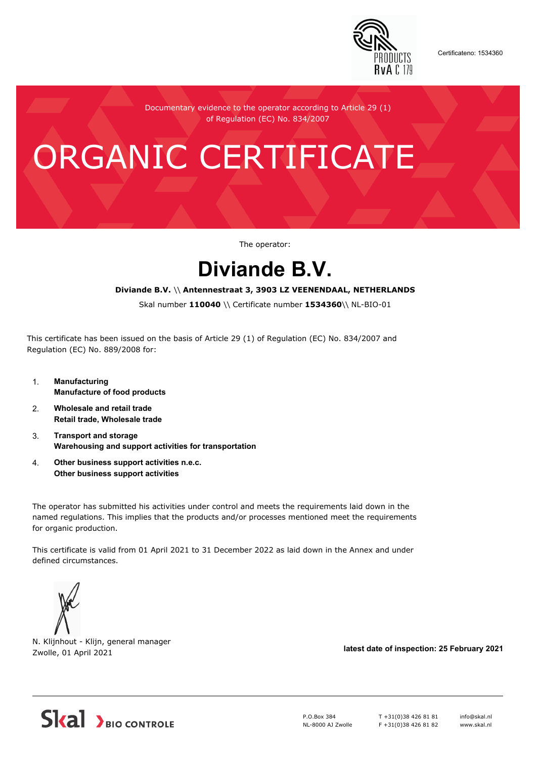Certificateno: 1534360

Documentary evidence to the operator according to Article 29 (1) of Regulation (EC) No. 834/2007

# ORGANIC CERTIFICATE

The operator:

## Diviande B.V.

**Diviande B.V.** \\ **Antennestraat 3, 3903 LZ VEENENDAAL, NETHERLANDS**

Skal number **110040** \\ Certificate number **1534360**\\ NL-BIO-01

This certificate has been issued on the basis of Article 29 (1) of Regulation (EC) No. 834/2007 and Regulation (EC) No. 889/2008 for:

1. **Manufacturing**
   **Manufacture of food products**
2. **Wholesale and retail trade**
   **Retail trade, Wholesale trade**
3. **Transport and storage**
   **Warehousing and support activities for transportation**
4. **Other business support activities n.e.c.**
   **Other business support activities**

The operator has submitted his activities under control and meets the requirements laid down in the named regulations. This implies that the products and/or processes mentioned meet the requirements for organic production.

This certificate is valid from 01 April 2021 to 31 December 2022 as laid down in the Annex and under defined circumstances.

N. Klijnhout - Klijn, general manager
Zwolle, 01 April 2021

**latest date of inspection: 25 February 2021**

Skal BIO CONTROLE

P.O.Box 384
NL-8000 AJ Zwolle

T +31(0)38 426 81 81
F +31(0)38 426 81 82

info@skal.nl
www.skal.nl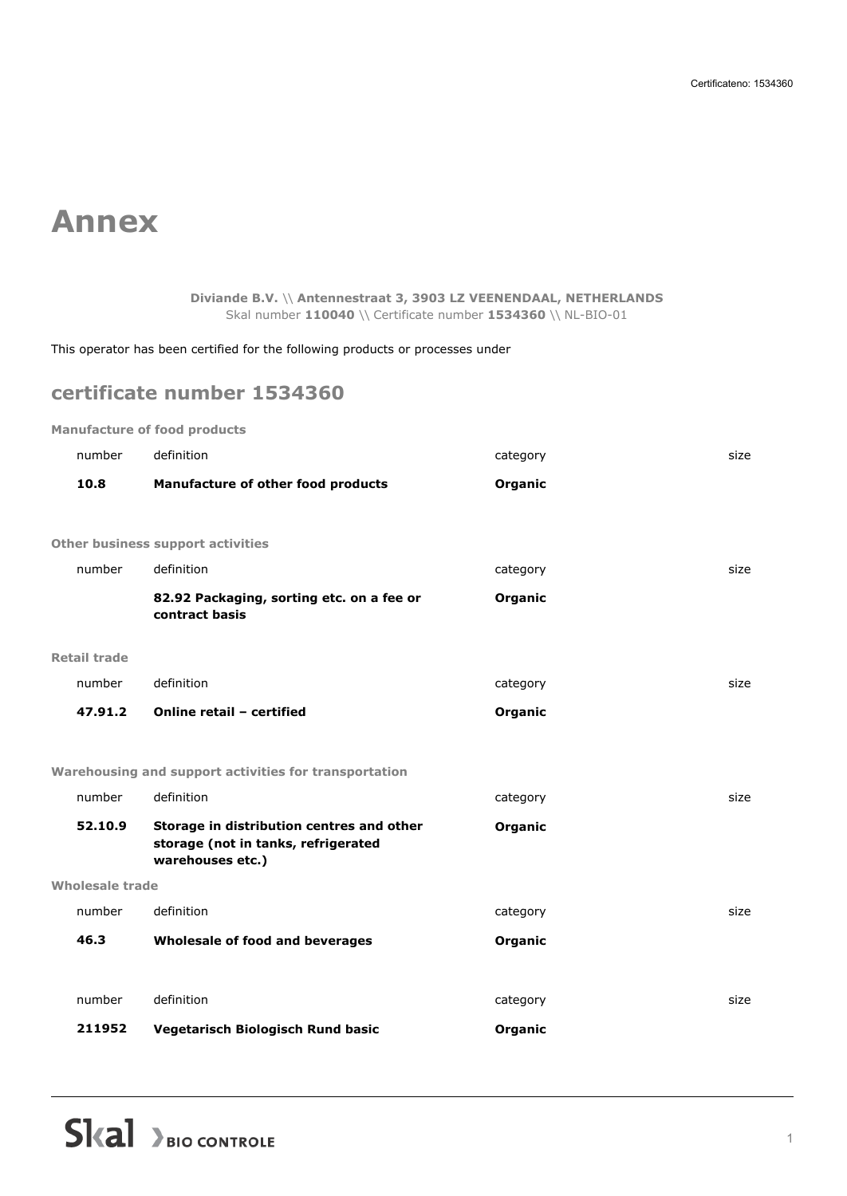# Annex

**Diviande B.V.** \\ **Antennestraat 3, 3903 LZ VEENENDAAL, NETHERLANDS**
Skal number **110040** \\ Certificate number **1534360** \\ NL-BIO-01

This operator has been certified for the following products or processes under

## certificate number 1534360

**Manufacture of food products**

| number | definition | category | size |
|---|---|---|---|
| **10.8** | **Manufacture of other food products** | **Organic** | |

**Other business support activities**

| number | definition | category | size |
|---|---|---|---|
| | **82.92 Packaging, sorting etc. on a fee or contract basis** | **Organic** | |

**Retail trade**

| number | definition | category | size |
|---|---|---|---|
| **47.91.2** | **Online retail – certified** | **Organic** | |

**Warehousing and support activities for transportation**

| number | definition | category | size |
|---|---|---|---|
| **52.10.9** | **Storage in distribution centres and other storage (not in tanks, refrigerated warehouses etc.)** | **Organic** | |

**Wholesale trade**

| number | definition | category | size |
|---|---|---|---|
| **46.3** | **Wholesale of food and beverages** | **Organic** | |

| number | definition | category | size |
|---|---|---|---|
| **211952** | **Vegetarisch Biologisch Rund basic** | **Organic** | |

Skal BIO CONTROLE